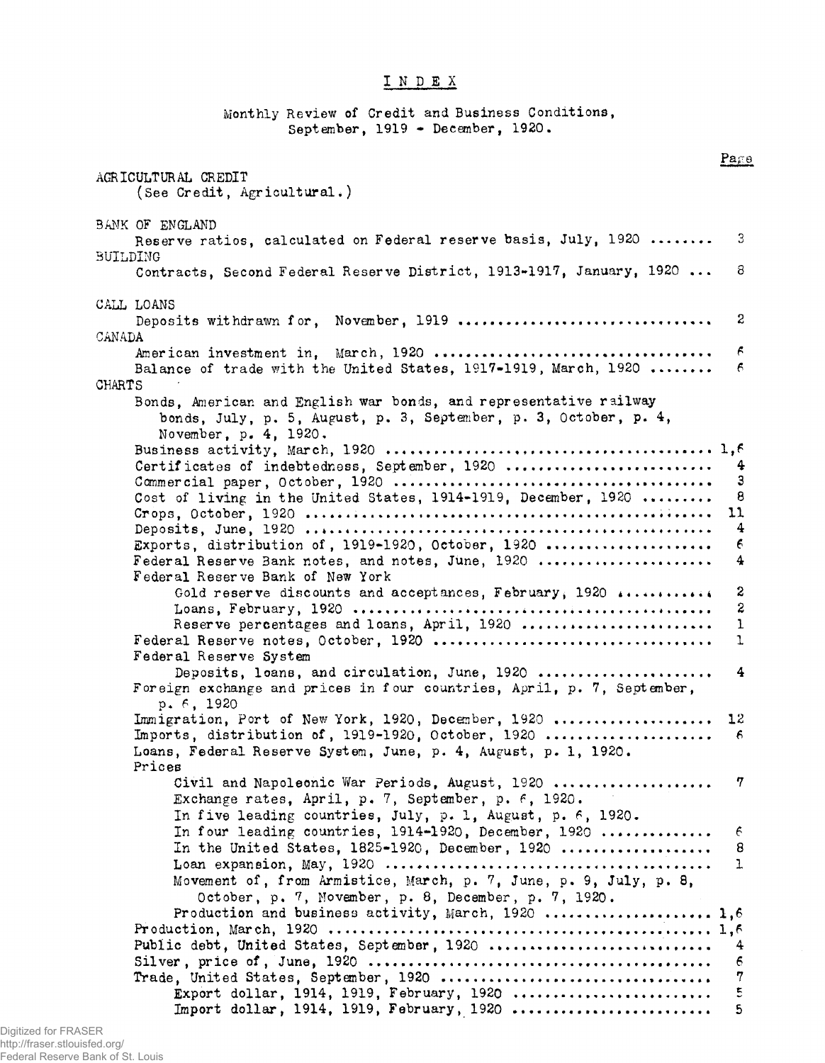# INDEX

Monthly Review of Credit and Business Conditions, September, 1919 - December, 1920.

Page

AGRICULTURAL CREDIT
(See Credit, Agricultural.)

BANK OF ENGLAND
- Reserve ratios, calculated on Federal reserve basis, July, 1920 ........ 3

BUILDING
- Contracts, Second Federal Reserve District, 1913-1917, January, 1920 ... 8

CALL LOANS
- Deposits withdrawn for, November, 1919 ................................ 2

CANADA
- American investment in, March, 1920 .................................. 6
- Balance of trade with the United States, 1917-1919, March, 1920 ........ 6

CHARTS
- Bonds, American and English war bonds, and representative railway bonds, July, p. 5, August, p. 3, September, p. 3, October, p. 4, November, p. 4, 1920.
- Business activity, March, 1920 ........................................ 1,6
- Certificates of indebtedness, September, 1920 .......................... 4
- Commercial paper, October, 1920 ....................................... 3
- Cost of living in the United States, 1914-1919, December, 1920 ......... 8
- Crops, October, 1920 .................................................. 11
- Deposits, June, 1920 .................................................. 4
- Exports, distribution of, 1919-1920, October, 1920 ..................... 6
- Federal Reserve Bank notes, and notes, June, 1920 ...................... 4
- Federal Reserve Bank of New York
  - Gold reserve discounts and acceptances, February, 1920 ............. 2
  - Loans, February, 1920 ............................................. 2
  - Reserve percentages and loans, April, 1920 ......................... 1
- Federal Reserve notes, October, 1920 .................................. 1
- Federal Reserve System
  - Deposits, loans, and circulation, June, 1920 ....................... 4
- Foreign exchange and prices in four countries, April, p. 7, September, p. 6, 1920
- Immigration, Port of New York, 1920, December, 1920 .................... 12
- Imports, distribution of, 1919-1920, October, 1920 ..................... 6
- Loans, Federal Reserve System, June, p. 4, August, p. 1, 1920.
- Prices
  - Civil and Napoleonic War Periods, August, 1920 ..................... 7
  - Exchange rates, April, p. 7, September, p. 6, 1920.
  - In five leading countries, July, p. 1, August, p. 6, 1920.
  - In four leading countries, 1914-1920, December, 1920 ............... 6
  - In the United States, 1825-1920, December, 1920 .................... 8
  - Loan expansion, May, 1920 .......................................... 1
  - Movement of, from Armistice, March, p. 7, June, p. 9, July, p. 8, October, p. 7, November, p. 8, December, p. 7, 1920.
  - Production and business activity, March, 1920 ..................... 1,6
- Production, March, 1920 ............................................... 1,6
- Public debt, United States, September, 1920 ........................... 4
- Silver, price of, June, 1920 .......................................... 6
- Trade, United States, September, 1920 ................................. 7
  - Export dollar, 1914, 1919, February, 1920 .......................... 5
  - Import dollar, 1914, 1919, February, 1920 .......................... 5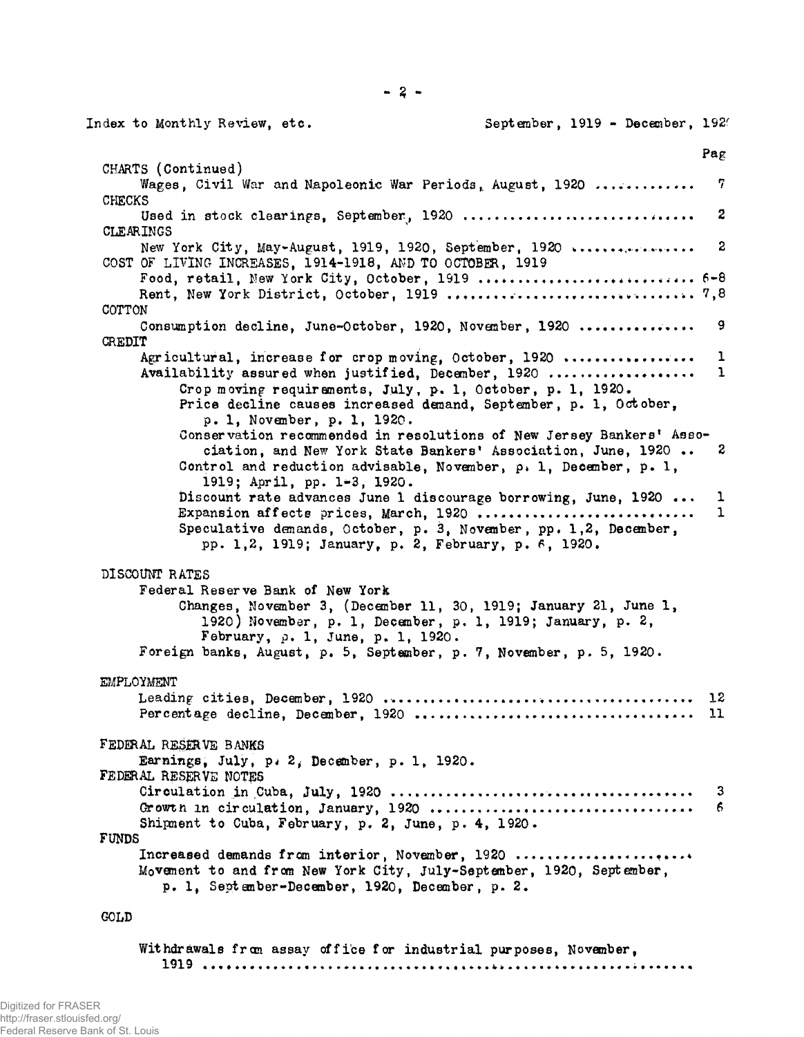Index to Monthly Review, etc. September, 1919 - December, 192(

Pag

CHARTS (Continued)

- Wages, Civil War and Napoleonic War Periods, August, 1920 ............ 7

CHECKS

- Used in stock clearings, September, 1920 ............................. 2

CLEARINGS

- New York City, May-August, 1919, 1920, September, 1920 ................ 2

COST OF LIVING INCREASES, 1914-1918, AND TO OCTOBER, 1919

- Food, retail, New York City, October, 1919 ........................... 6-8
- Rent, New York District, October, 1919 ............................... 7,8

COTTON

- Consumption decline, June-October, 1920, November, 1920 ............... 9

CREDIT

- Agricultural, increase for crop moving, October, 1920 ................. 1
- Availability assured when justified, December, 1920 .................. 1
  - Crop moving requirements, July, p. 1, October, p. 1, 1920.
  - Price decline causes increased demand, September, p. 1, October, p. 1, November, p. 1, 1920.
  - Conservation recommended in resolutions of New Jersey Bankers' Association, and New York State Bankers' Association, June, 1920 .. 2
  - Control and reduction advisable, November, p. 1, December, p. 1, 1919; April, pp. 1-3, 1920.
  - Discount rate advances June 1 discourage borrowing, June, 1920 ... 1
  - Expansion affects prices, March, 1920 ........................... 1
  - Speculative demands, October, p. 3, November, pp. 1,2, December, pp. 1,2, 1919; January, p. 2, February, p. 6, 1920.

DISCOUNT RATES

- Federal Reserve Bank of New York
  - Changes, November 3, (December 11, 30, 1919; January 21, June 1, 1920) November, p. 1, December, p. 1, 1919; January, p. 2, February, p. 1, June, p. 1, 1920.
- Foreign banks, August, p. 5, September, p. 7, November, p. 5, 1920.

EMPLOYMENT

- Leading cities, December, 1920 ........................................ 12
- Percentage decline, December, 1920 .................................... 11

FEDERAL RESERVE BANKS

- Earnings, July, p. 2, December, p. 1, 1920.

FEDERAL RESERVE NOTES

- Circulation in Cuba, July, 1920 ....................................... 3
- Growth in circulation, January, 1920 .................................. 6
- Shipment to Cuba, February, p. 2, June, p. 4, 1920.

FUNDS

- Increased demands from interior, November, 1920 .......................
- Movement to and from New York City, July-September, 1920, September, p. 1, September-December, 1920, December, p. 2.

GOLD

- Withdrawals from assay office for industrial purposes, November, 1919 ..............................................................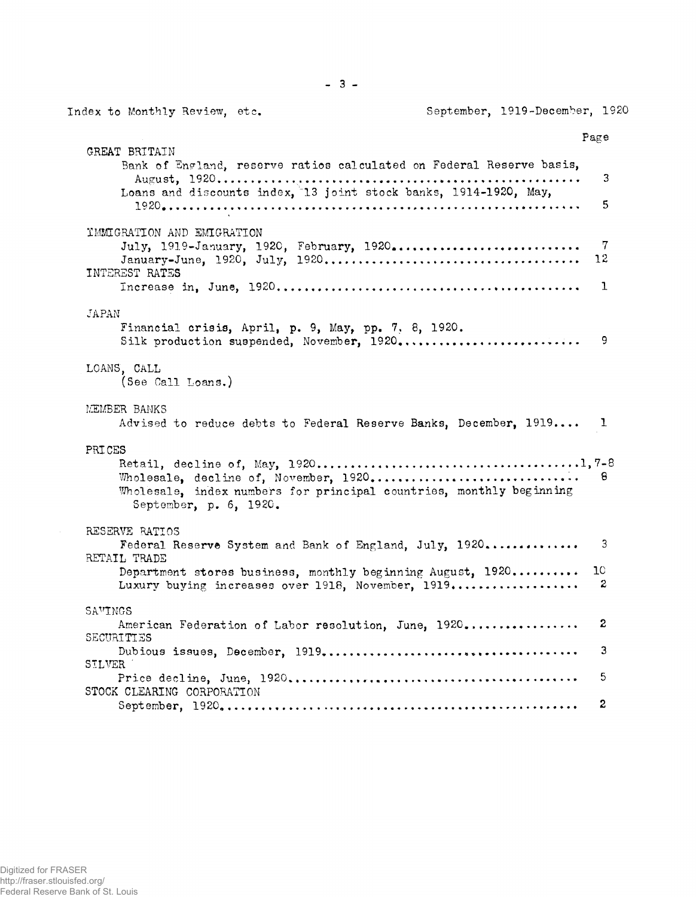Index to Monthly Review, etc. September, 1919-December, 1920

| | Page |
|---|---|
| **GREAT BRITAIN** | |
| Bank of England, reserve ratios calculated on Federal Reserve basis, August, 1920 | 3 |
| Loans and discounts index, 13 joint stock banks, 1914-1920, May, 1920 | 5 |
| **IMMIGRATION AND EMIGRATION** | |
| July, 1919-January, 1920, February, 1920 | 7 |
| January-June, 1920, July, 1920 | 12 |
| **INTEREST RATES** | |
| Increase in, June, 1920 | 1 |
| **JAPAN** | |
| Financial crisis, April, p. 9, May, pp. 7, 8, 1920. | |
| Silk production suspended, November, 1920 | 9 |
| **LOANS, CALL** | |
| (See Call Loans.) | |
| **MEMBER BANKS** | |
| Advised to reduce debts to Federal Reserve Banks, December, 1919 | 1 |
| **PRICES** | |
| Retail, decline of, May, 1920 | 1,7-8 |
| Wholesale, decline of, November, 1920 | 8 |
| Wholesale, index numbers for principal countries, monthly beginning September, p. 6, 1920. | |
| **RESERVE RATIOS** | |
| Federal Reserve System and Bank of England, July, 1920 | 3 |
| **RETAIL TRADE** | |
| Department stores business, monthly beginning August, 1920 | 10 |
| Luxury buying increases over 1918, November, 1919 | 2 |
| **SAVINGS** | |
| American Federation of Labor resolution, June, 1920 | 2 |
| **SECURITIES** | |
| Dubious issues, December, 1919 | 3 |
| **SILVER** | |
| Price decline, June, 1920 | 5 |
| **STOCK CLEARING CORPORATION** | |
| September, 1920 | 2 |